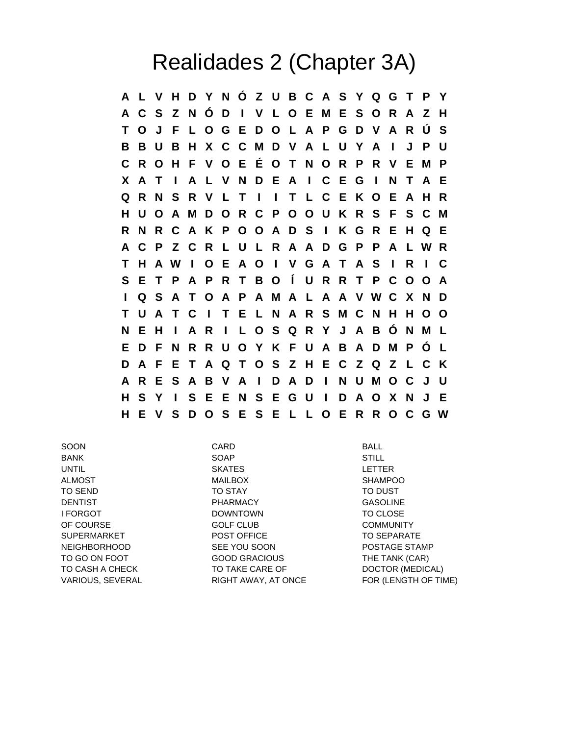# Realidades 2 (Chapter 3A)

```
A L V H D Y N Ó Z U B C A S Y Q G T P Y
A C S Z N Ó D I V L O E M E S O R A Z H
T O J F L O G E D O L A P G D V A R Ú S
B B U B H X C C M D V A L U Y A I J P U
C R O H F V O E É O T N O R P R V E M P
X A T I A L V N D E A I C E G I N T A E
Q R N S R V L T I I T L C E K O E A H R
H U O A M D O R C P O O U K R S F S C M
R N R C A K P O O A D S I K G R E H Q E
A C P Z C R L U L R A A D G P P A L W R
T H A W I O E A O I V G A T A S I R I C
S E T P A P R T B O Í U R R T P C O O A
I Q S A T O A P A M A L A A V W C X N D
T U A T C I T E L N A R S M C N H H O O
N E H I A R I L O S Q R Y J A B Ó N M L
E D F N R R U O Y K F U A B A D M P Ó L
D A F E T A Q T O S Z H E C Z Q Z L C K
A R E S A B V A I D A D I N U M O C J U
H S Y I S E E N S E G U I D A O X N J E
H E V S D O S E S E L L O E R R O C G W
```

| | | |
|---|---|---|
| SOON | CARD | BALL |
| BANK | SOAP | STILL |
| UNTIL | SKATES | LETTER |
| ALMOST | MAILBOX | SHAMPOO |
| TO SEND | TO STAY | TO DUST |
| DENTIST | PHARMACY | GASOLINE |
| I FORGOT | DOWNTOWN | TO CLOSE |
| OF COURSE | GOLF CLUB | COMMUNITY |
| SUPERMARKET | POST OFFICE | TO SEPARATE |
| NEIGHBORHOOD | SEE YOU SOON | POSTAGE STAMP |
| TO GO ON FOOT | GOOD GRACIOUS | THE TANK (CAR) |
| TO CASH A CHECK | TO TAKE CARE OF | DOCTOR (MEDICAL) |
| VARIOUS, SEVERAL | RIGHT AWAY, AT ONCE | FOR (LENGTH OF TIME) |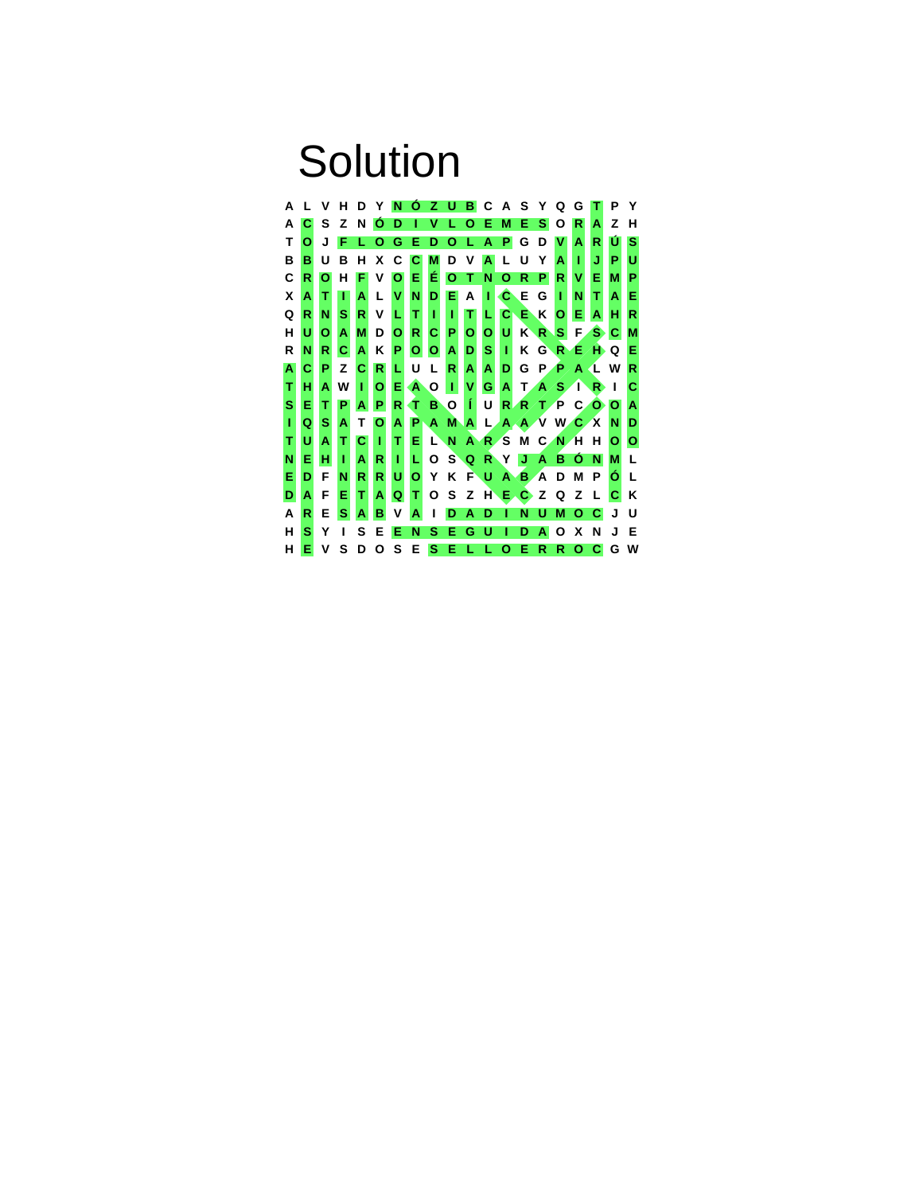# Solution

| | | | | | | | | | | | | | | | | | | | |
|---|---|---|---|---|---|---|---|---|---|---|---|---|---|---|---|---|---|---|---|
| A | L | V | H | D | Y | N | Ó | Z | U | B | C | A | S | Y | Q | G | T | P | Y |
| A | C | S | Z | N | Ó | D | I | V | L | O | E | M | E | S | O | R | A | Z | H |
| T | O | J | F | L | O | G | E | D | O | L | A | P | G | D | V | A | R | Ú | S |
| B | B | U | B | H | X | C | C | M | D | V | A | L | U | Y | A | I | J | P | U |
| C | R | O | H | F | V | O | E | É | O | T | N | O | R | P | R | V | E | M | P |
| X | A | T | I | A | L | V | N | D | E | A | I | C | E | G | I | N | T | A | E |
| Q | R | N | S | R | V | L | T | I | I | T | L | C | E | K | O | E | A | H | R |
| H | U | O | A | M | D | O | R | C | P | O | O | U | K | R | S | F | S | C | M |
| R | N | R | C | A | K | P | O | O | A | D | S | I | K | G | R | E | H | Q | E |
| A | C | P | Z | C | R | L | U | L | R | A | A | D | G | P | P | A | L | W | R |
| T | H | A | W | I | O | E | A | O | I | V | G | A | T | A | S | I | R | I | C |
| S | E | T | P | A | P | R | T | B | O | Í | U | R | R | T | P | C | O | O | A |
| I | Q | S | A | T | O | A | P | A | M | A | L | A | A | V | W | C | X | N | D |
| T | U | A | T | C | I | T | E | L | N | A | R | S | M | C | N | H | H | O | O |
| N | E | H | I | A | R | I | L | O | S | Q | R | Y | J | A | B | Ó | N | M | L |
| E | D | F | N | R | R | U | O | Y | K | F | U | A | B | A | D | M | P | Ó | L |
| D | A | F | E | T | A | Q | T | O | S | Z | H | E | C | Z | Q | Z | L | C | K |
| A | R | E | S | A | B | V | A | I | D | A | D | I | N | U | M | O | C | J | U |
| H | S | Y | I | S | E | E | N | S | E | G | U | I | D | A | O | X | N | J | E |
| H | E | V | S | D | O | S | E | S | E | L | L | O | E | R | R | O | C | G | W |